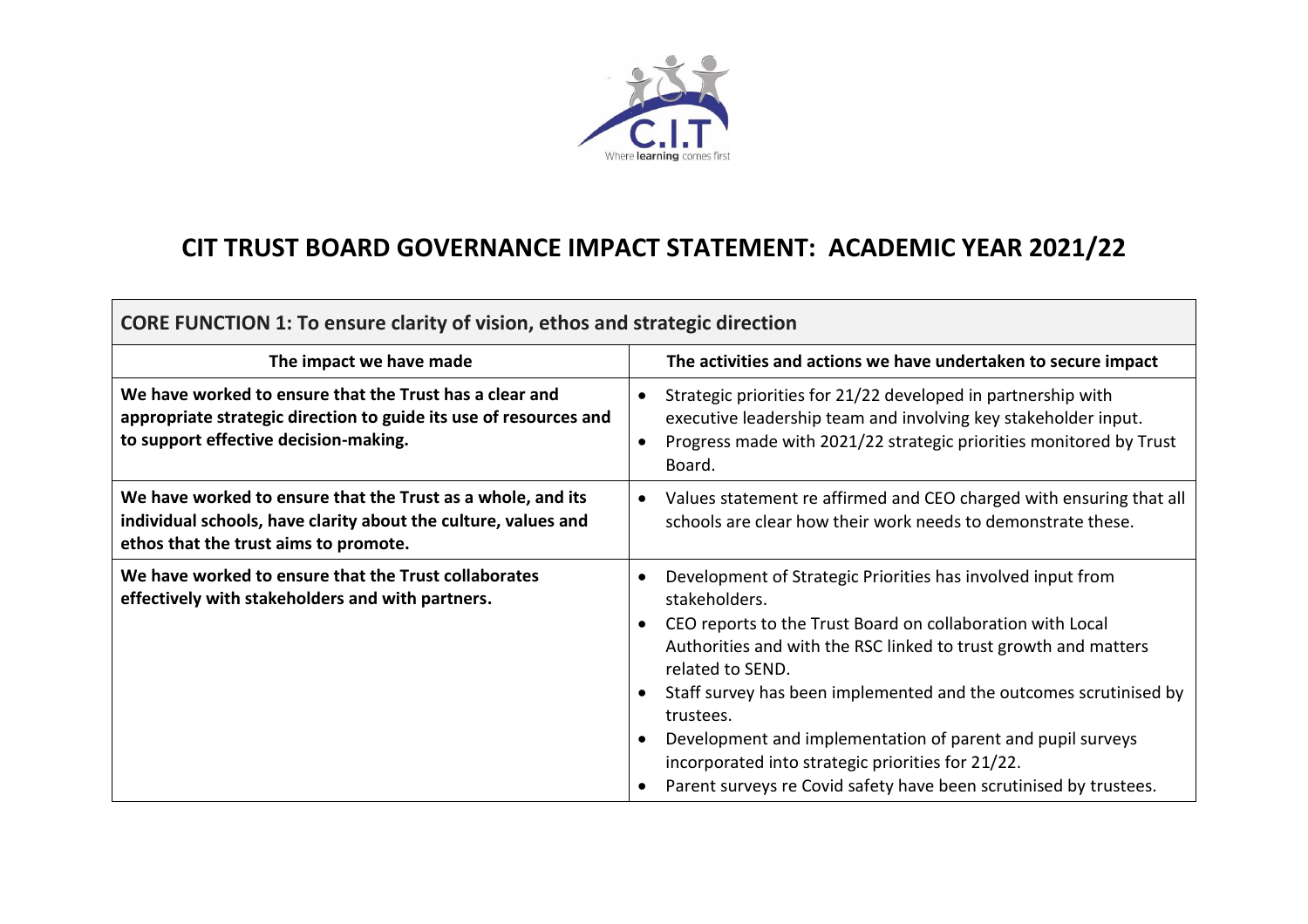# CIT TRUST BOARD GOVERNANCE IMPACT STATEMENT: ACADEMIC YEAR 2021/22

| CORE FUNCTION 1: To ensure clarity of vision, ethos and strategic direction | |
|---|---|
| **The impact we have made** | **The activities and actions we have undertaken to secure impact** |
| **We have worked to ensure that the Trust has a clear and appropriate strategic direction to guide its use of resources and to support effective decision-making.** | • Strategic priorities for 21/22 developed in partnership with executive leadership team and involving key stakeholder input.<br>• Progress made with 2021/22 strategic priorities monitored by Trust Board. |
| **We have worked to ensure that the Trust as a whole, and its individual schools, have clarity about the culture, values and ethos that the trust aims to promote.** | • Values statement re affirmed and CEO charged with ensuring that all schools are clear how their work needs to demonstrate these. |
| **We have worked to ensure that the Trust collaborates effectively with stakeholders and with partners.** | • Development of Strategic Priorities has involved input from stakeholders.<br>• CEO reports to the Trust Board on collaboration with Local Authorities and with the RSC linked to trust growth and matters related to SEND.<br>• Staff survey has been implemented and the outcomes scrutinised by trustees.<br>• Development and implementation of parent and pupil surveys incorporated into strategic priorities for 21/22.<br>• Parent surveys re Covid safety have been scrutinised by trustees. |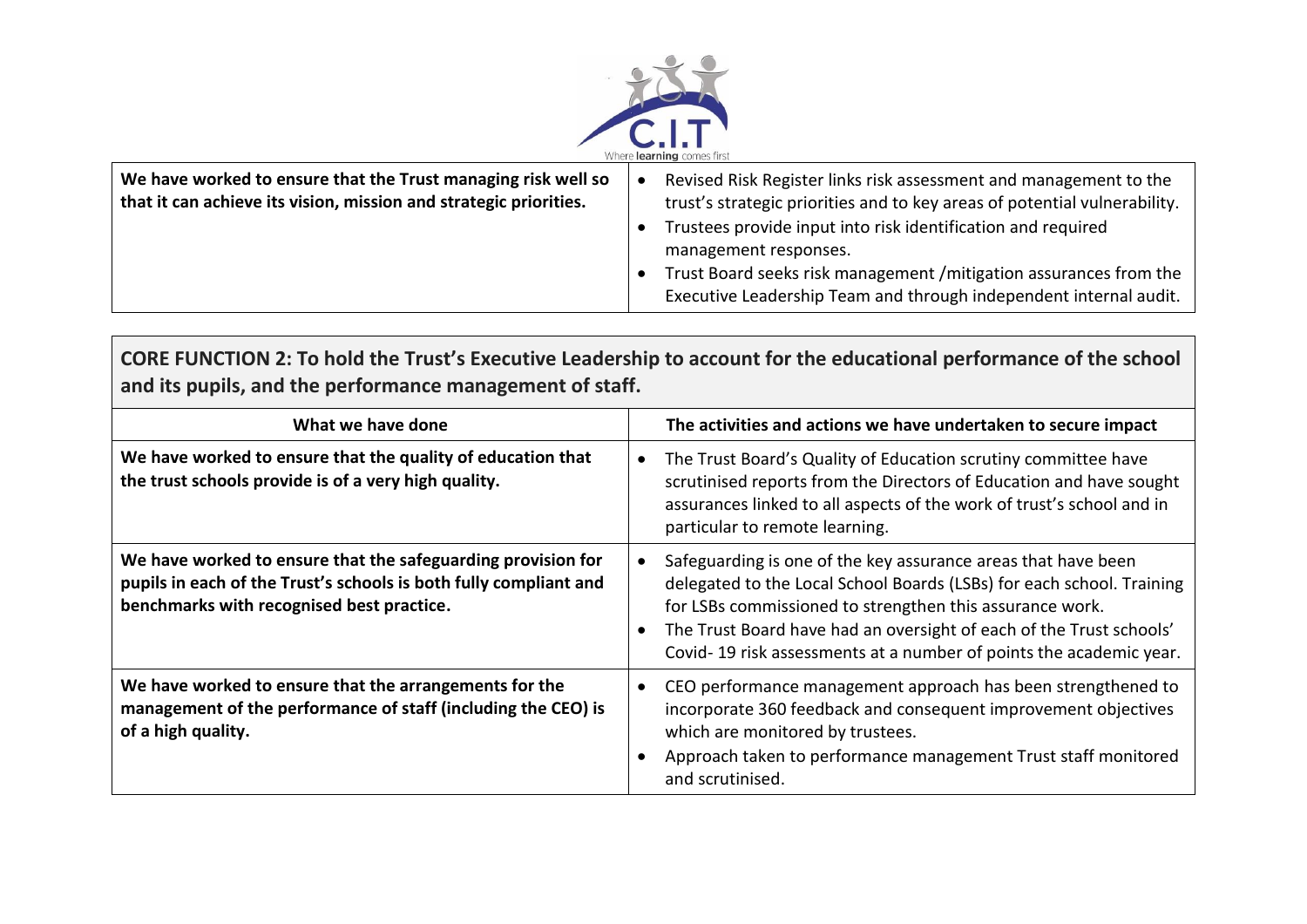| | |
|---|---|
| **We have worked to ensure that the Trust managing risk well so that it can achieve its vision, mission and strategic priorities.** | • Revised Risk Register links risk assessment and management to the trust's strategic priorities and to key areas of potential vulnerability.<br>• Trustees provide input into risk identification and required management responses.<br>• Trust Board seeks risk management /mitigation assurances from the Executive Leadership Team and through independent internal audit. |

**CORE FUNCTION 2: To hold the Trust's Executive Leadership to account for the educational performance of the school and its pupils, and the performance management of staff.**

| What we have done | The activities and actions we have undertaken to secure impact |
|---|---|
| **We have worked to ensure that the quality of education that the trust schools provide is of a very high quality.** | • The Trust Board's Quality of Education scrutiny committee have scrutinised reports from the Directors of Education and have sought assurances linked to all aspects of the work of trust's school and in particular to remote learning. |
| **We have worked to ensure that the safeguarding provision for pupils in each of the Trust's schools is both fully compliant and benchmarks with recognised best practice.** | • Safeguarding is one of the key assurance areas that have been delegated to the Local School Boards (LSBs) for each school. Training for LSBs commissioned to strengthen this assurance work.<br>• The Trust Board have had an oversight of each of the Trust schools' Covid- 19 risk assessments at a number of points the academic year. |
| **We have worked to ensure that the arrangements for the management of the performance of staff (including the CEO) is of a high quality.** | • CEO performance management approach has been strengthened to incorporate 360 feedback and consequent improvement objectives which are monitored by trustees.<br>• Approach taken to performance management Trust staff monitored and scrutinised. |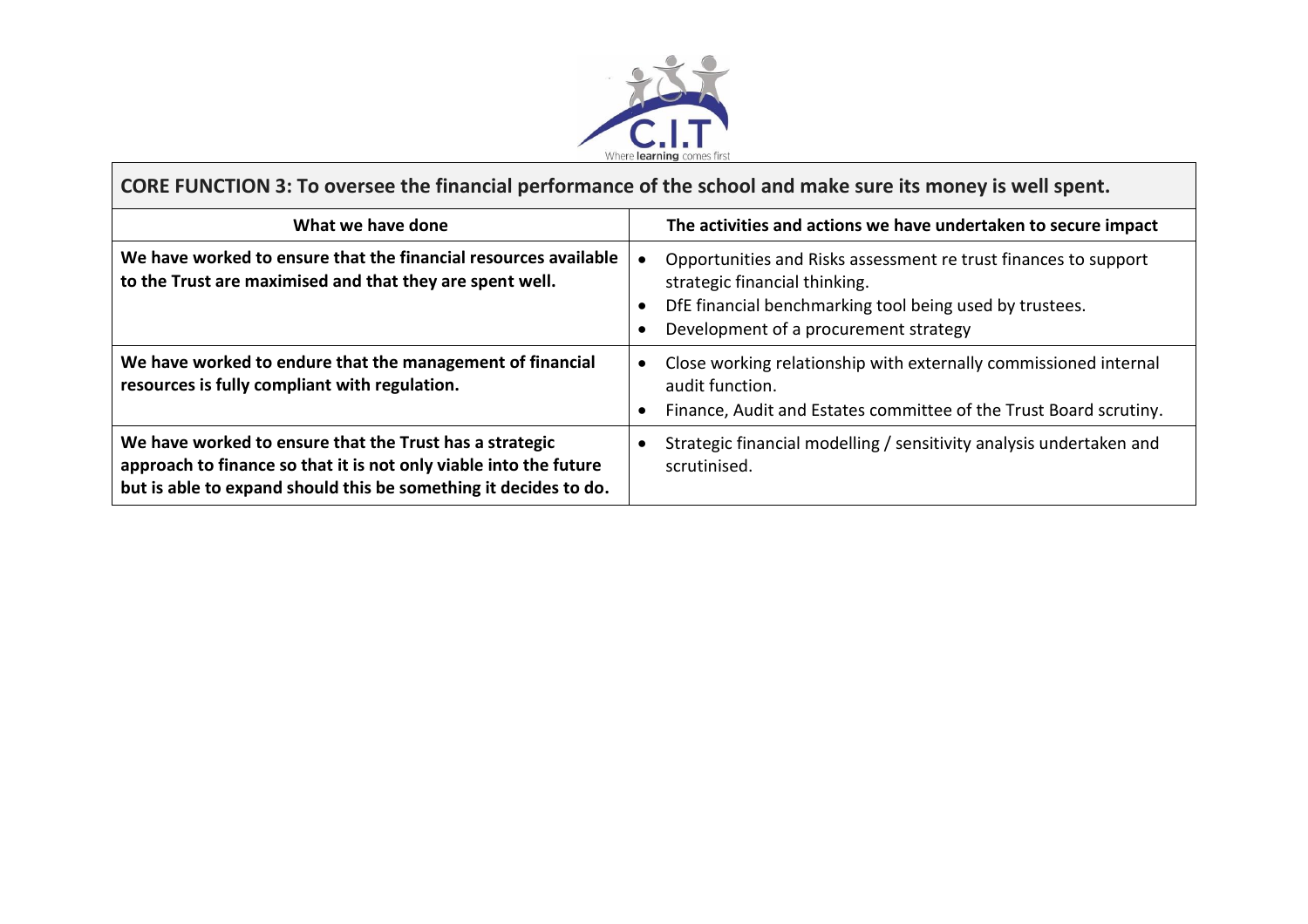| CORE FUNCTION 3: To oversee the financial performance of the school and make sure its money is well spent. | |
|---|---|
| **What we have done** | **The activities and actions we have undertaken to secure impact** |
| **We have worked to ensure that the financial resources available to the Trust are maximised and that they are spent well.** | • Opportunities and Risks assessment re trust finances to support strategic financial thinking.<br>• DfE financial benchmarking tool being used by trustees.<br>• Development of a procurement strategy |
| **We have worked to endure that the management of financial resources is fully compliant with regulation.** | • Close working relationship with externally commissioned internal audit function.<br>• Finance, Audit and Estates committee of the Trust Board scrutiny. |
| **We have worked to ensure that the Trust has a strategic approach to finance so that it is not only viable into the future but is able to expand should this be something it decides to do.** | • Strategic financial modelling / sensitivity analysis undertaken and scrutinised. |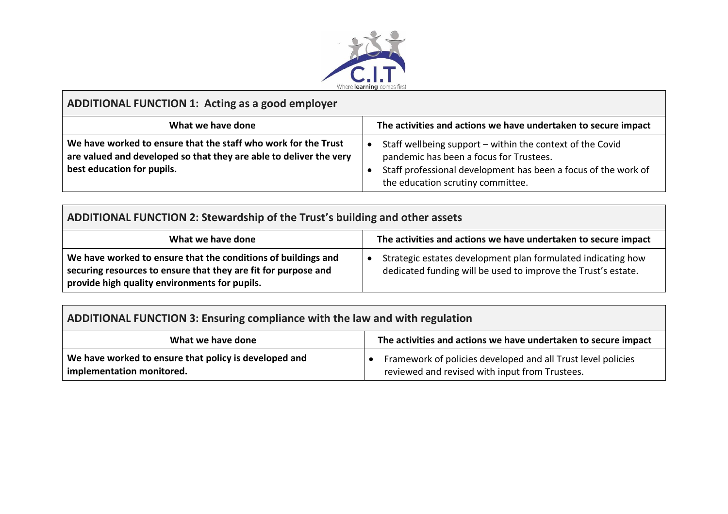## ADDITIONAL FUNCTION 1: Acting as a good employer

| What we have done | The activities and actions we have undertaken to secure impact |
|---|---|
| **We have worked to ensure that the staff who work for the Trust are valued and developed so that they are able to deliver the very best education for pupils.** | • Staff wellbeing support – within the context of the Covid pandemic has been a focus for Trustees.<br>• Staff professional development has been a focus of the work of the education scrutiny committee. |

## ADDITIONAL FUNCTION 2: Stewardship of the Trust's building and other assets

| What we have done | The activities and actions we have undertaken to secure impact |
|---|---|
| **We have worked to ensure that the conditions of buildings and securing resources to ensure that they are fit for purpose and provide high quality environments for pupils.** | • Strategic estates development plan formulated indicating how dedicated funding will be used to improve the Trust's estate. |

## ADDITIONAL FUNCTION 3: Ensuring compliance with the law and with regulation

| What we have done | The activities and actions we have undertaken to secure impact |
|---|---|
| **We have worked to ensure that policy is developed and implementation monitored.** | • Framework of policies developed and all Trust level policies reviewed and revised with input from Trustees. |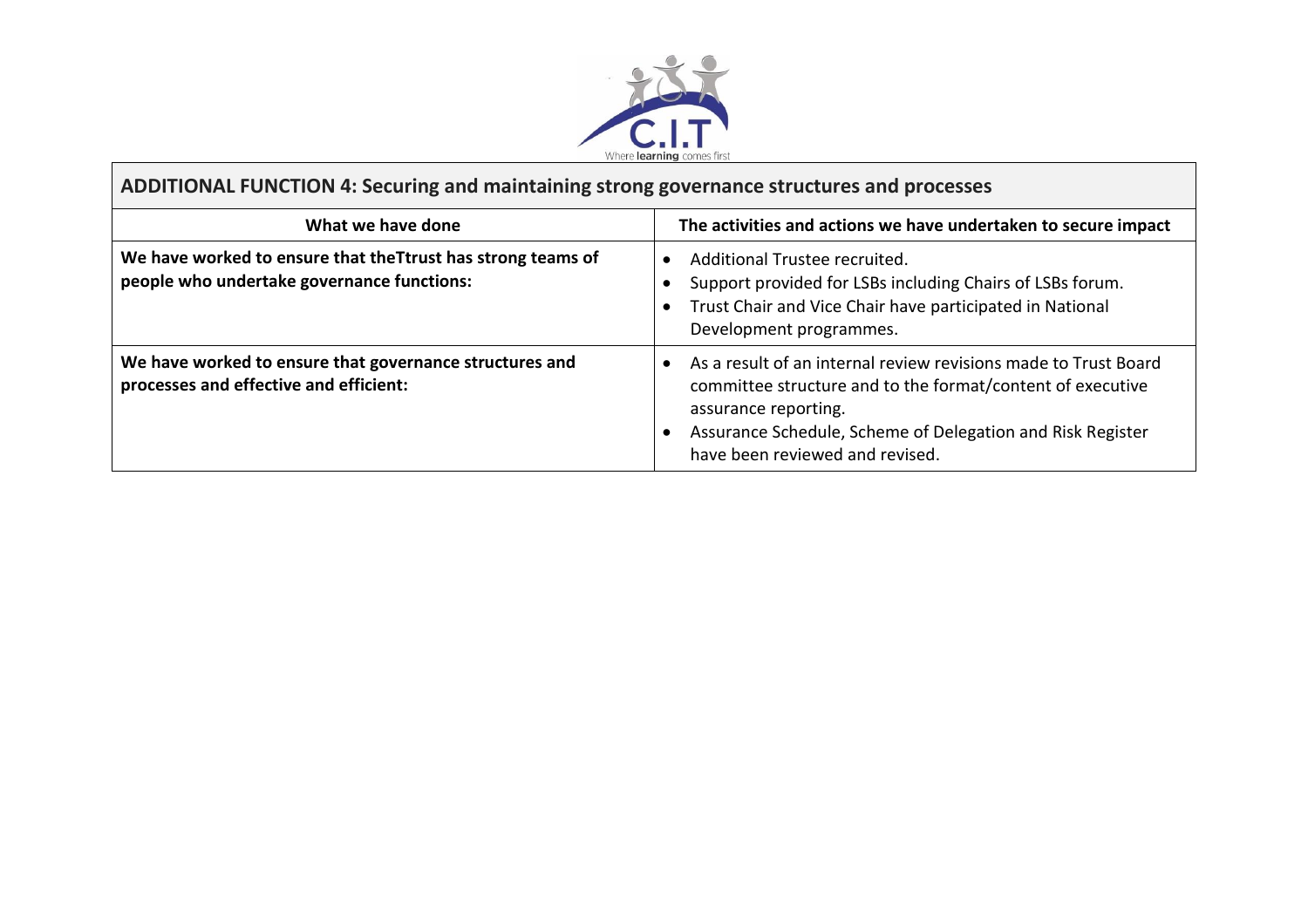| ADDITIONAL FUNCTION 4: Securing and maintaining strong governance structures and processes | |
|---|---|
| **What we have done** | **The activities and actions we have undertaken to secure impact** |
| **We have worked to ensure that theTtrust has strong teams of people who undertake governance functions:** | • Additional Trustee recruited.<br>• Support provided for LSBs including Chairs of LSBs forum.<br>• Trust Chair and Vice Chair have participated in National Development programmes. |
| **We have worked to ensure that governance structures and processes and effective and efficient:** | • As a result of an internal review revisions made to Trust Board committee structure and to the format/content of executive assurance reporting.<br>• Assurance Schedule, Scheme of Delegation and Risk Register have been reviewed and revised. |